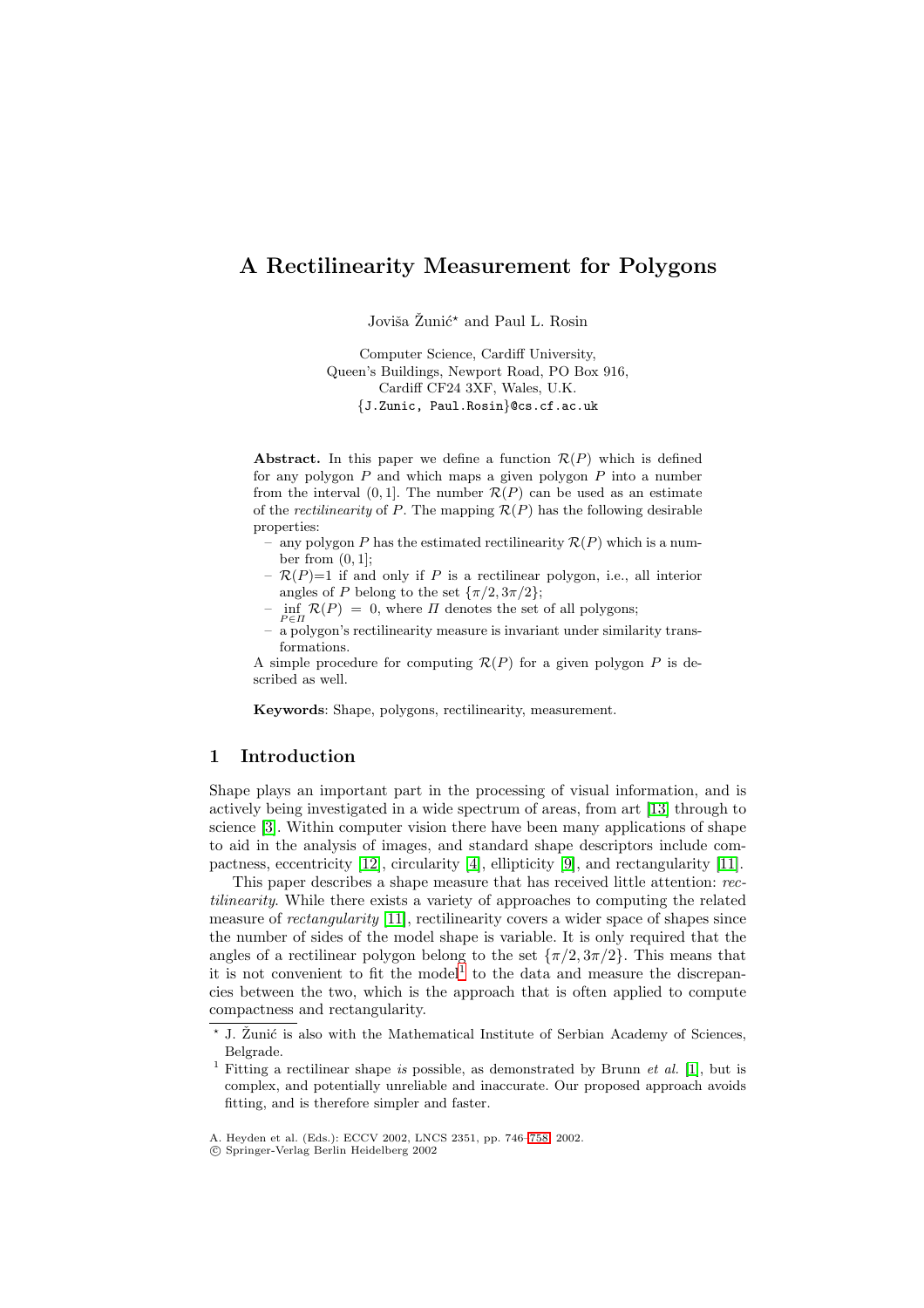# A Rectilinearity Measurement for Polygons

Joviša Žunić* and Paul L. Rosin

Computer Science, Cardiff University,
Queen's Buildings, Newport Road, PO Box 916,
Cardiff CF24 3XF, Wales, U.K.
{J.Zunic, Paul.Rosin}@cs.cf.ac.uk

**Abstract.** In this paper we define a function $\mathcal{R}(P)$ which is defined for any polygon $P$ and which maps a given polygon $P$ into a number from the interval $(0, 1]$. The number $\mathcal{R}(P)$ can be used as an estimate of the *rectilinearity* of $P$. The mapping $\mathcal{R}(P)$ has the following desirable properties:

- any polygon $P$ has the estimated rectilinearity $\mathcal{R}(P)$ which is a number from $(0, 1]$;
- $\mathcal{R}(P)$=1 if and only if $P$ is a rectilinear polygon, i.e., all interior angles of $P$ belong to the set $\{\pi/2, 3\pi/2\}$;
- $\inf_{P \in \Pi} \mathcal{R}(P) = 0$, where $\Pi$ denotes the set of all polygons;
- a polygon's rectilinearity measure is invariant under similarity transformations.

A simple procedure for computing $\mathcal{R}(P)$ for a given polygon $P$ is described as well.

**Keywords**: Shape, polygons, rectilinearity, measurement.

## 1 Introduction

Shape plays an important part in the processing of visual information, and is actively being investigated in a wide spectrum of areas, from art [13] through to science [3]. Within computer vision there have been many applications of shape to aid in the analysis of images, and standard shape descriptors include compactness, eccentricity [12], circularity [4], ellipticity [9], and rectangularity [11].

This paper describes a shape measure that has received little attention: *rectilinearity*. While there exists a variety of approaches to computing the related measure of *rectangularity* [11], rectilinearity covers a wider space of shapes since the number of sides of the model shape is variable. It is only required that the angles of a rectilinear polygon belong to the set $\{\pi/2, 3\pi/2\}$. This means that it is not convenient to fit the model[1] to the data and measure the discrepancies between the two, which is the approach that is often applied to compute compactness and rectangularity.

* J. Žunić is also with the Mathematical Institute of Serbian Academy of Sciences, Belgrade.

[1] Fitting a rectilinear shape *is* possible, as demonstrated by Brunn *et al.* [1], but is complex, and potentially unreliable and inaccurate. Our proposed approach avoids fitting, and is therefore simpler and faster.

A. Heyden et al. (Eds.): ECCV 2002, LNCS 2351, pp. 746–758, 2002.
© Springer-Verlag Berlin Heidelberg 2002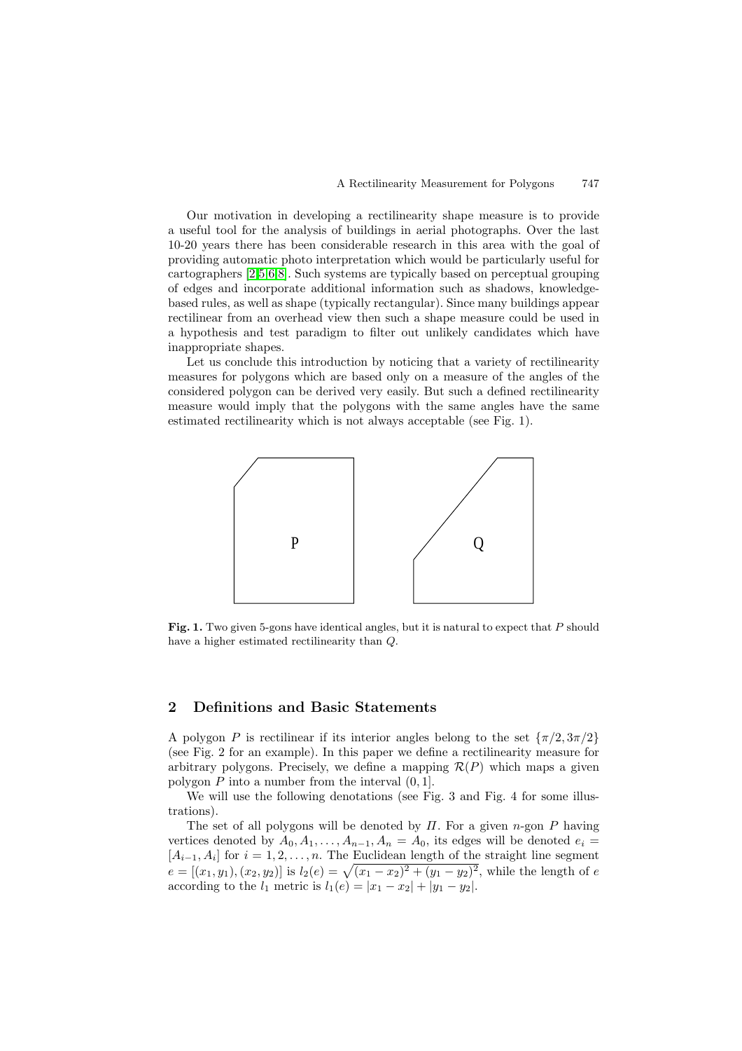Our motivation in developing a rectilinearity shape measure is to provide a useful tool for the analysis of buildings in aerial photographs. Over the last 10-20 years there has been considerable research in this area with the goal of providing automatic photo interpretation which would be particularly useful for cartographers [2,5,6,8]. Such systems are typically based on perceptual grouping of edges and incorporate additional information such as shadows, knowledge-based rules, as well as shape (typically rectangular). Since many buildings appear rectilinear from an overhead view then such a shape measure could be used in a hypothesis and test paradigm to filter out unlikely candidates which have inappropriate shapes.

Let us conclude this introduction by noticing that a variety of rectilinearity measures for polygons which are based only on a measure of the angles of the considered polygon can be derived very easily. But such a defined rectilinearity measure would imply that the polygons with the same angles have the same estimated rectilinearity which is not always acceptable (see Fig. 1).

**Fig. 1.** Two given 5-gons have identical angles, but it is natural to expect that $P$ should have a higher estimated rectilinearity than $Q$.

## 2 Definitions and Basic Statements

A polygon $P$ is rectilinear if its interior angles belong to the set $\{\pi/2, 3\pi/2\}$ (see Fig. 2 for an example). In this paper we define a rectilinearity measure for arbitrary polygons. Precisely, we define a mapping $\mathcal{R}(P)$ which maps a given polygon $P$ into a number from the interval $(0, 1]$.

We will use the following denotations (see Fig. 3 and Fig. 4 for some illustrations).

The set of all polygons will be denoted by $\Pi$. For a given $n$-gon $P$ having vertices denoted by $A_0, A_1, \ldots, A_{n-1}, A_n = A_0$, its edges will be denoted $e_i = [A_{i-1}, A_i]$ for $i = 1, 2, \ldots, n$. The Euclidean length of the straight line segment $e = [(x_1, y_1), (x_2, y_2)]$ is $l_2(e) = \sqrt{(x_1 - x_2)^2 + (y_1 - y_2)^2}$, while the length of $e$ according to the $l_1$ metric is $l_1(e) = |x_1 - x_2| + |y_1 - y_2|$.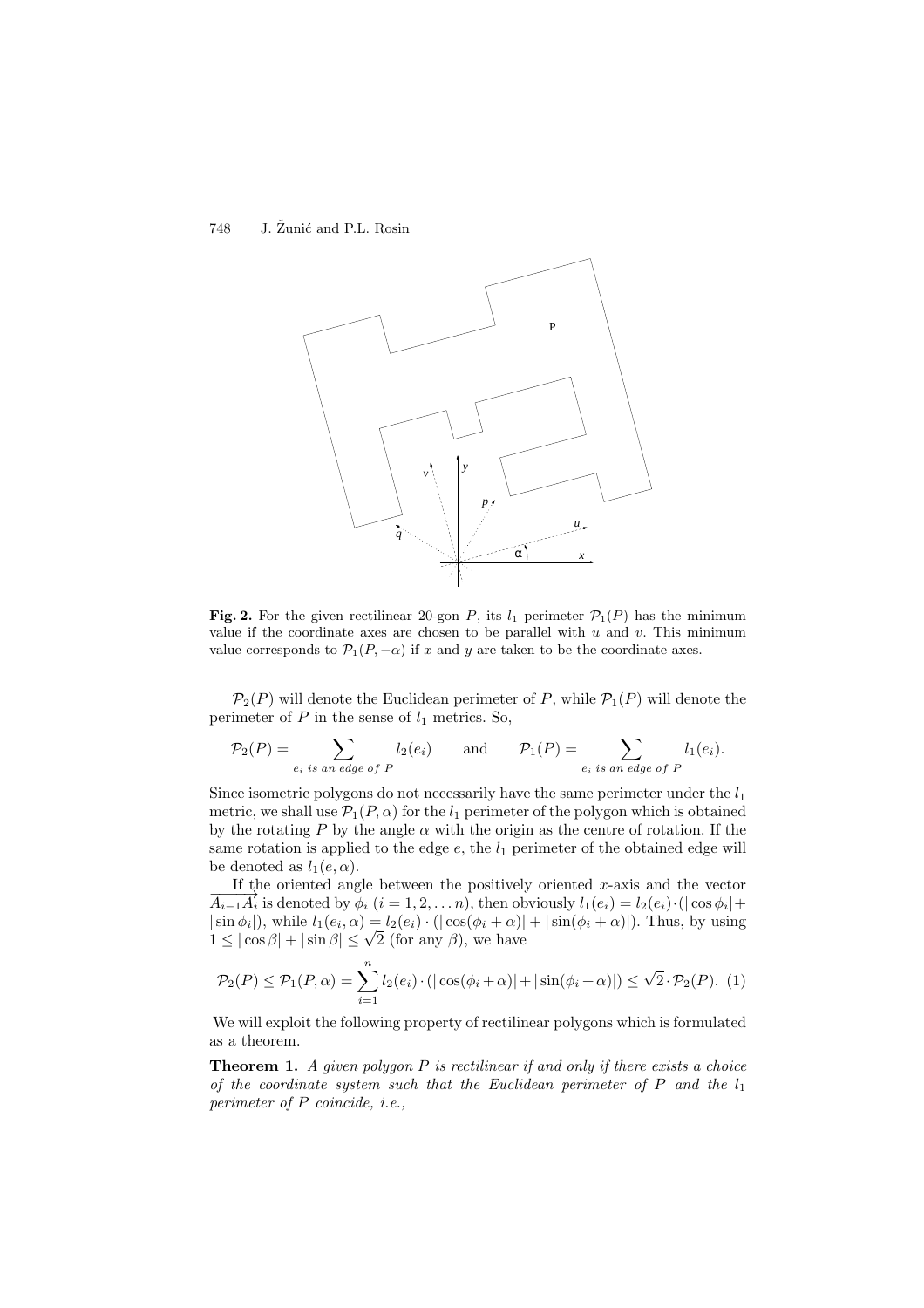**Fig. 2.** For the given rectilinear 20-gon $P$, its $l_1$ perimeter $\mathcal{P}_1(P)$ has the minimum value if the coordinate axes are chosen to be parallel with $u$ and $v$. This minimum value corresponds to $\mathcal{P}_1(P, -\alpha)$ if $x$ and $y$ are taken to be the coordinate axes.

$\mathcal{P}_2(P)$ will denote the Euclidean perimeter of $P$, while $\mathcal{P}_1(P)$ will denote the perimeter of $P$ in the sense of $l_1$ metrics. So,

$$\mathcal{P}_2(P) = \sum_{e_i \text{ is an edge of } P} l_2(e_i) \qquad \text{and} \qquad \mathcal{P}_1(P) = \sum_{e_i \text{ is an edge of } P} l_1(e_i).$$

Since isometric polygons do not necessarily have the same perimeter under the $l_1$ metric, we shall use $\mathcal{P}_1(P, \alpha)$ for the $l_1$ perimeter of the polygon which is obtained by the rotating $P$ by the angle $\alpha$ with the origin as the centre of rotation. If the same rotation is applied to the edge $e$, the $l_1$ perimeter of the obtained edge will be denoted as $l_1(e, \alpha)$.

If the oriented angle between the positively oriented $x$-axis and the vector $\overrightarrow{A_{i-1}A_i}$ is denoted by $\phi_i$ $(i = 1, 2, \ldots n)$, then obviously $l_1(e_i) = l_2(e_i) \cdot (|\cos \phi_i| + |\sin \phi_i|)$, while $l_1(e_i, \alpha) = l_2(e_i) \cdot (|\cos(\phi_i + \alpha)| + |\sin(\phi_i + \alpha)|)$. Thus, by using $1 \leq |\cos \beta| + |\sin \beta| \leq \sqrt{2}$ (for any $\beta$), we have

$$\mathcal{P}_2(P) \leq \mathcal{P}_1(P, \alpha) = \sum_{i=1}^{n} l_2(e_i) \cdot (|\cos(\phi_i + \alpha)| + |\sin(\phi_i + \alpha)|) \leq \sqrt{2} \cdot \mathcal{P}_2(P). \quad (1)$$

We will exploit the following property of rectilinear polygons which is formulated as a theorem.

**Theorem 1.** *A given polygon $P$ is rectilinear if and only if there exists a choice of the coordinate system such that the Euclidean perimeter of $P$ and the $l_1$ perimeter of $P$ coincide, i.e.,*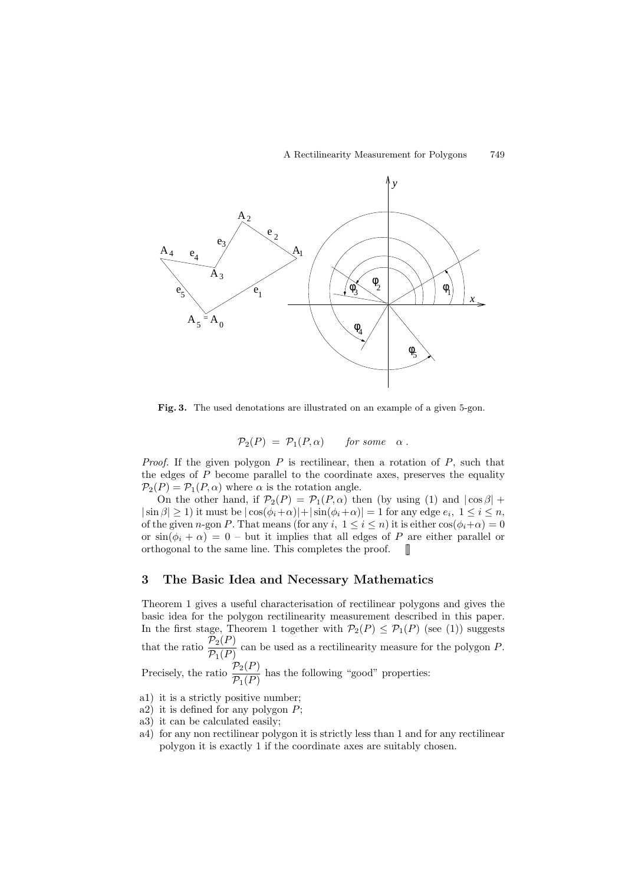**Fig. 3.** The used denotations are illustrated on an example of a given 5-gon.

$$\mathcal{P}_2(P) \ = \ \mathcal{P}_1(P, \alpha) \qquad \textit{for some} \quad \alpha \ .$$

*Proof.* If the given polygon $P$ is rectilinear, then a rotation of $P$, such that the edges of $P$ become parallel to the coordinate axes, preserves the equality $\mathcal{P}_2(P) = \mathcal{P}_1(P, \alpha)$ where $\alpha$ is the rotation angle.

On the other hand, if $\mathcal{P}_2(P) = \mathcal{P}_1(P, \alpha)$ then (by using (1) and $|\cos \beta| + |\sin \beta| \geq 1$) it must be $|\cos(\phi_i + \alpha)| + |\sin(\phi_i + \alpha)| = 1$ for any edge $e_i$, $1 \leq i \leq n$, of the given $n$-gon $P$. That means (for any $i$, $1 \leq i \leq n$) it is either $\cos(\phi_i + \alpha) = 0$ or $\sin(\phi_i + \alpha) = 0$ – but it implies that all edges of $P$ are either parallel or orthogonal to the same line. This completes the proof. ∎

## 3 The Basic Idea and Necessary Mathematics

Theorem 1 gives a useful characterisation of rectilinear polygons and gives the basic idea for the polygon rectilinearity measurement described in this paper. In the first stage, Theorem 1 together with $\mathcal{P}_2(P) \leq \mathcal{P}_1(P)$ (see (1)) suggests that the ratio $\dfrac{\mathcal{P}_2(P)}{\mathcal{P}_1(P)}$ can be used as a rectilinearity measure for the polygon $P$. Precisely, the ratio $\dfrac{\mathcal{P}_2(P)}{\mathcal{P}_1(P)}$ has the following "good" properties:

- a1) it is a strictly positive number;
- a2) it is defined for any polygon $P$;
- a3) it can be calculated easily;
- a4) for any non rectilinear polygon it is strictly less than 1 and for any rectilinear polygon it is exactly 1 if the coordinate axes are suitably chosen.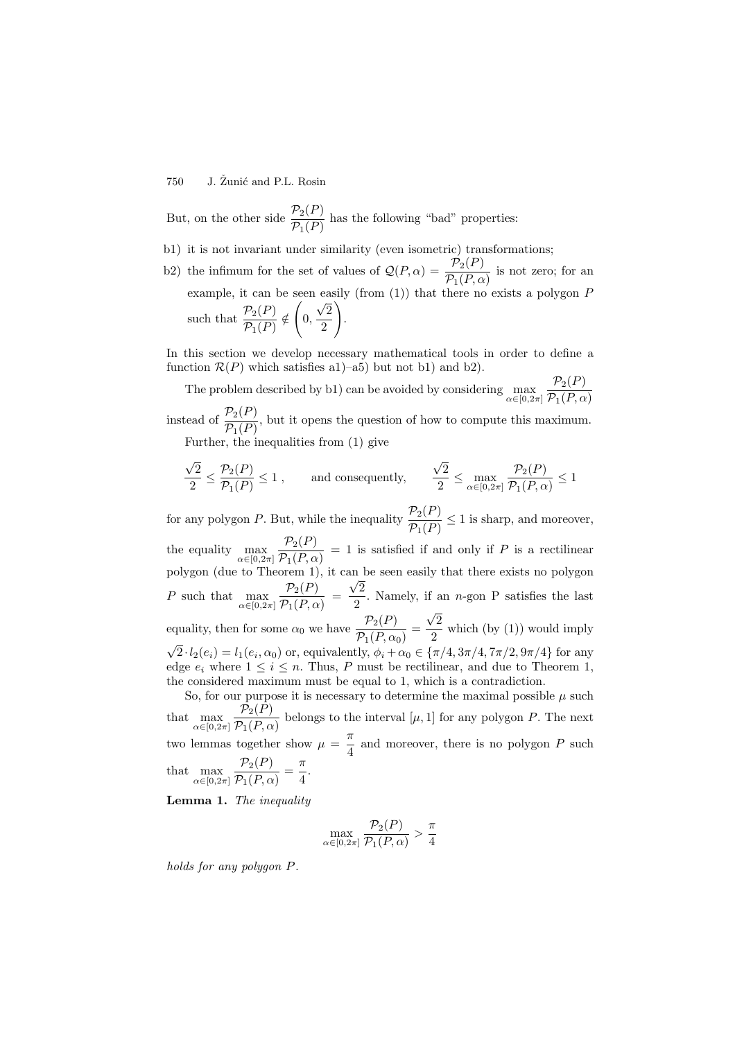But, on the other side $\dfrac{\mathcal{P}_2(P)}{\mathcal{P}_1(P)}$ has the following "bad" properties:

b1) it is not invariant under similarity (even isometric) transformations;

b2) the infimum for the set of values of $\mathcal{Q}(P,\alpha) = \dfrac{\mathcal{P}_2(P)}{\mathcal{P}_1(P,\alpha)}$ is not zero; for an example, it can be seen easily (from (1)) that there no exists a polygon $P$ such that $\dfrac{\mathcal{P}_2(P)}{\mathcal{P}_1(P)} \notin \left(0, \dfrac{\sqrt{2}}{2}\right)$.

In this section we develop necessary mathematical tools in order to define a function $\mathcal{R}(P)$ which satisfies a1)–a5) but not b1) and b2).

The problem described by b1) can be avoided by considering $\max\limits_{\alpha\in[0,2\pi]} \dfrac{\mathcal{P}_2(P)}{\mathcal{P}_1(P,\alpha)}$ instead of $\dfrac{\mathcal{P}_2(P)}{\mathcal{P}_1(P)}$, but it opens the question of how to compute this maximum.

Further, the inequalities from (1) give

$$\frac{\sqrt{2}}{2} \leq \frac{\mathcal{P}_2(P)}{\mathcal{P}_1(P)} \leq 1 \,, \qquad \text{and consequently,} \qquad \frac{\sqrt{2}}{2} \leq \max_{\alpha\in[0,2\pi]} \frac{\mathcal{P}_2(P)}{\mathcal{P}_1(P,\alpha)} \leq 1$$

for any polygon $P$. But, while the inequality $\dfrac{\mathcal{P}_2(P)}{\mathcal{P}_1(P)} \leq 1$ is sharp, and moreover, the equality $\max\limits_{\alpha\in[0,2\pi]} \dfrac{\mathcal{P}_2(P)}{\mathcal{P}_1(P,\alpha)} = 1$ is satisfied if and only if $P$ is a rectilinear polygon (due to Theorem 1), it can be seen easily that there exists no polygon $P$ such that $\max\limits_{\alpha\in[0,2\pi]} \dfrac{\mathcal{P}_2(P)}{\mathcal{P}_1(P,\alpha)} = \dfrac{\sqrt{2}}{2}$. Namely, if an $n$-gon P satisfies the last equality, then for some $\alpha_0$ we have $\dfrac{\mathcal{P}_2(P)}{\mathcal{P}_1(P,\alpha_0)} = \dfrac{\sqrt{2}}{2}$ which (by (1)) would imply $\sqrt{2}\cdot l_2(e_i) = l_1(e_i,\alpha_0)$ or, equivalently, $\phi_i + \alpha_0 \in \{\pi/4, 3\pi/4, 7\pi/2, 9\pi/4\}$ for any edge $e_i$ where $1 \leq i \leq n$. Thus, $P$ must be rectilinear, and due to Theorem 1, the considered maximum must be equal to 1, which is a contradiction.

So, for our purpose it is necessary to determine the maximal possible $\mu$ such that $\max\limits_{\alpha\in[0,2\pi]} \dfrac{\mathcal{P}_2(P)}{\mathcal{P}_1(P,\alpha)}$ belongs to the interval $[\mu, 1]$ for any polygon $P$. The next two lemmas together show $\mu = \dfrac{\pi}{4}$ and moreover, there is no polygon $P$ such that $\max\limits_{\alpha\in[0,2\pi]} \dfrac{\mathcal{P}_2(P)}{\mathcal{P}_1(P,\alpha)} = \dfrac{\pi}{4}$.

**Lemma 1.** *The inequality*

$$\max_{\alpha\in[0,2\pi]} \frac{\mathcal{P}_2(P)}{\mathcal{P}_1(P,\alpha)} > \frac{\pi}{4}$$

*holds for any polygon $P$.*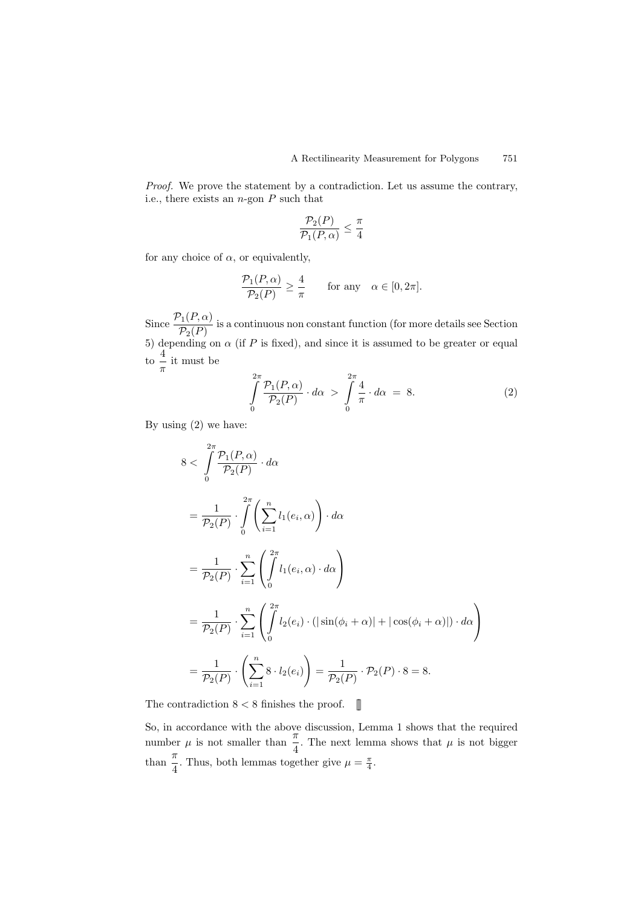*Proof.* We prove the statement by a contradiction. Let us assume the contrary, i.e., there exists an $n$-gon $P$ such that

$$\frac{\mathcal{P}_2(P)}{\mathcal{P}_1(P,\alpha)} \le \frac{\pi}{4}$$

for any choice of $\alpha$, or equivalently,

$$\frac{\mathcal{P}_1(P,\alpha)}{\mathcal{P}_2(P)} \ge \frac{4}{\pi} \qquad \text{for any} \quad \alpha \in [0, 2\pi].$$

Since $\dfrac{\mathcal{P}_1(P,\alpha)}{\mathcal{P}_2(P)}$ is a continuous non constant function (for more details see Section 5) depending on $\alpha$ (if $P$ is fixed), and since it is assumed to be greater or equal to $\dfrac{4}{\pi}$ it must be

$$\int_0^{2\pi} \frac{\mathcal{P}_1(P,\alpha)}{\mathcal{P}_2(P)} \cdot d\alpha \; > \; \int_0^{2\pi} \frac{4}{\pi} \cdot d\alpha \; = \; 8. \tag{2}$$

By using (2) we have:

$$\begin{aligned}
8 &< \int_0^{2\pi} \frac{\mathcal{P}_1(P,\alpha)}{\mathcal{P}_2(P)} \cdot d\alpha \\
&= \frac{1}{\mathcal{P}_2(P)} \cdot \int_0^{2\pi} \left( \sum_{i=1}^{n} l_1(e_i,\alpha) \right) \cdot d\alpha \\
&= \frac{1}{\mathcal{P}_2(P)} \cdot \sum_{i=1}^{n} \left( \int_0^{2\pi} l_1(e_i,\alpha) \cdot d\alpha \right) \\
&= \frac{1}{\mathcal{P}_2(P)} \cdot \sum_{i=1}^{n} \left( \int_0^{2\pi} l_2(e_i) \cdot (|\sin(\phi_i+\alpha)| + |\cos(\phi_i+\alpha)|) \cdot d\alpha \right) \\
&= \frac{1}{\mathcal{P}_2(P)} \cdot \left( \sum_{i=1}^{n} 8 \cdot l_2(e_i) \right) = \frac{1}{\mathcal{P}_2(P)} \cdot \mathcal{P}_2(P) \cdot 8 = 8.
\end{aligned}$$

The contradiction $8 < 8$ finishes the proof. ∎

So, in accordance with the above discussion, Lemma 1 shows that the required number $\mu$ is not smaller than $\dfrac{\pi}{4}$. The next lemma shows that $\mu$ is not bigger than $\dfrac{\pi}{4}$. Thus, both lemmas together give $\mu = \frac{\pi}{4}$.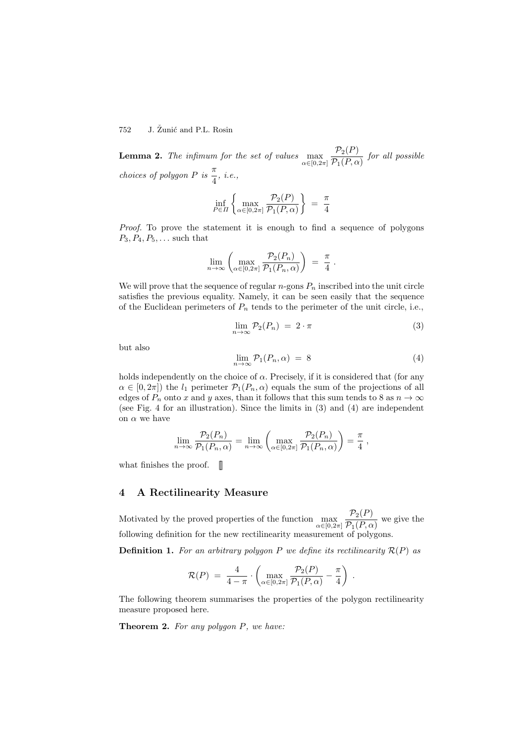**Lemma 2.** *The infimum for the set of values* $\max_{\alpha \in [0,2\pi]} \frac{\mathcal{P}_2(P)}{\mathcal{P}_1(P,\alpha)}$ *for all possible choices of polygon* $P$ *is* $\frac{\pi}{4}$*, i.e.,*

$$\inf_{P \in \Pi} \left\{ \max_{\alpha \in [0,2\pi]} \frac{\mathcal{P}_2(P)}{\mathcal{P}_1(P,\alpha)} \right\} = \frac{\pi}{4}$$

*Proof.* To prove the statement it is enough to find a sequence of polygons $P_3, P_4, P_5, \ldots$ such that

$$\lim_{n \to \infty} \left( \max_{\alpha \in [0,2\pi]} \frac{\mathcal{P}_2(P_n)}{\mathcal{P}_1(P_n,\alpha)} \right) = \frac{\pi}{4} .$$

We will prove that the sequence of regular $n$-gons $P_n$ inscribed into the unit circle satisfies the previous equality. Namely, it can be seen easily that the sequence of the Euclidean perimeters of $P_n$ tends to the perimeter of the unit circle, i.e.,

$$\lim_{n \to \infty} \mathcal{P}_2(P_n) = 2 \cdot \pi \tag{3}$$

but also

$$\lim_{n \to \infty} \mathcal{P}_1(P_n, \alpha) = 8 \tag{4}$$

holds independently on the choice of $\alpha$. Precisely, if it is considered that (for any $\alpha \in [0, 2\pi]$) the $l_1$ perimeter $\mathcal{P}_1(P_n, \alpha)$ equals the sum of the projections of all edges of $P_n$ onto $x$ and $y$ axes, than it follows that this sum tends to 8 as $n \to \infty$ (see Fig. 4 for an illustration). Since the limits in (3) and (4) are independent on $\alpha$ we have

$$\lim_{n \to \infty} \frac{\mathcal{P}_2(P_n)}{\mathcal{P}_1(P_n,\alpha)} = \lim_{n \to \infty} \left( \max_{\alpha \in [0,2\pi]} \frac{\mathcal{P}_2(P_n)}{\mathcal{P}_1(P_n,\alpha)} \right) = \frac{\pi}{4} ,$$

what finishes the proof. ∎

## 4 A Rectilinearity Measure

Motivated by the proved properties of the function $\max_{\alpha \in [0,2\pi]} \frac{\mathcal{P}_2(P)}{\mathcal{P}_1(P,\alpha)}$ we give the following definition for the new rectilinearity measurement of polygons.

**Definition 1.** *For an arbitrary polygon* $P$ *we define its rectilinearity* $\mathcal{R}(P)$ *as*

$$\mathcal{R}(P) = \frac{4}{4 - \pi} \cdot \left( \max_{\alpha \in [0,2\pi]} \frac{\mathcal{P}_2(P)}{\mathcal{P}_1(P,\alpha)} - \frac{\pi}{4} \right) .$$

The following theorem summarises the properties of the polygon rectilinearity measure proposed here.

**Theorem 2.** *For any polygon* $P$*, we have:*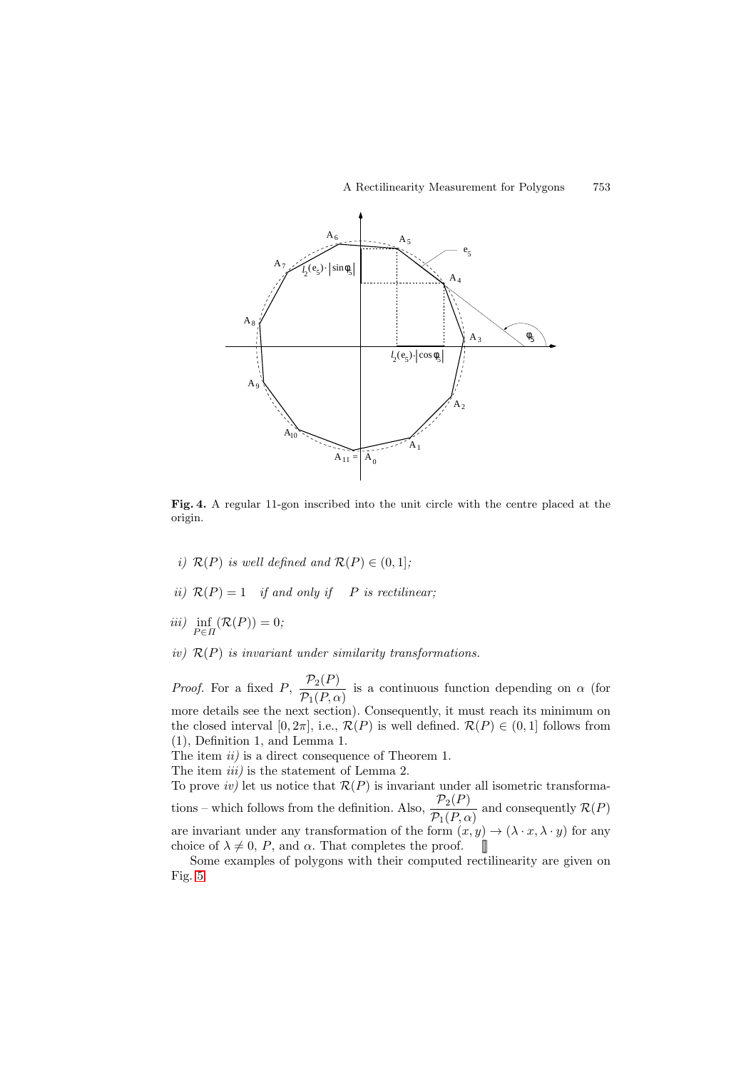**Fig. 4.** A regular 11-gon inscribed into the unit circle with the centre placed at the origin.

*i)* $\mathcal{R}(P)$ *is well defined and* $\mathcal{R}(P) \in (0, 1]$*;*

*ii)* $\mathcal{R}(P) = 1$ *if and only if* $P$ *is rectilinear;*

*iii)* $\inf_{P \in \Pi} (\mathcal{R}(P)) = 0$*;*

*iv)* $\mathcal{R}(P)$ *is invariant under similarity transformations.*

*Proof.* For a fixed $P$, $\dfrac{\mathcal{P}_2(P)}{\mathcal{P}_1(P, \alpha)}$ is a continuous function depending on $\alpha$ (for more details see the next section). Consequently, it must reach its minimum on the closed interval $[0, 2\pi]$, i.e., $\mathcal{R}(P)$ is well defined. $\mathcal{R}(P) \in (0, 1]$ follows from (1), Definition 1, and Lemma 1.

The item *ii)* is a direct consequence of Theorem 1.

The item *iii)* is the statement of Lemma 2.

To prove *iv)* let us notice that $\mathcal{R}(P)$ is invariant under all isometric transformations – which follows from the definition. Also, $\dfrac{\mathcal{P}_2(P)}{\mathcal{P}_1(P, \alpha)}$ and consequently $\mathcal{R}(P)$ are invariant under any transformation of the form $(x, y) \to (\lambda \cdot x, \lambda \cdot y)$ for any choice of $\lambda \neq 0$, $P$, and $\alpha$. That completes the proof. ∎

Some examples of polygons with their computed rectilinearity are given on Fig. 5.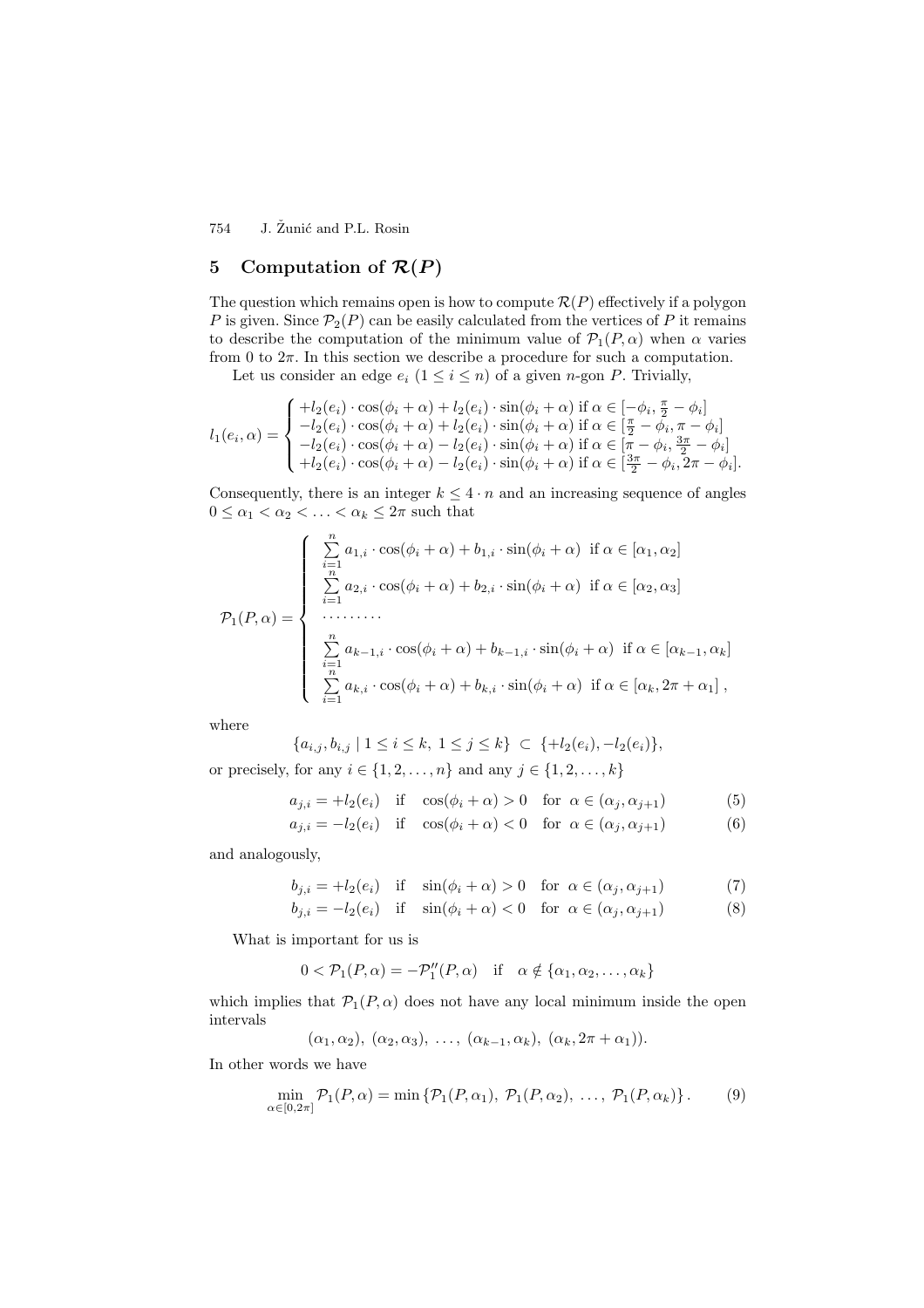## 5 Computation of $\mathcal{R}(P)$

The question which remains open is how to compute $\mathcal{R}(P)$ effectively if a polygon $P$ is given. Since $\mathcal{P}_2(P)$ can be easily calculated from the vertices of $P$ it remains to describe the computation of the minimum value of $\mathcal{P}_1(P, \alpha)$ when $\alpha$ varies from 0 to $2\pi$. In this section we describe a procedure for such a computation.

Let us consider an edge $e_i$ $(1 \le i \le n)$ of a given $n$-gon $P$. Trivially,

$$
l_1(e_i, \alpha) = \begin{cases} +l_2(e_i) \cdot \cos(\phi_i + \alpha) + l_2(e_i) \cdot \sin(\phi_i + \alpha) & \text{if } \alpha \in [-\phi_i, \frac{\pi}{2} - \phi_i] \\ -l_2(e_i) \cdot \cos(\phi_i + \alpha) + l_2(e_i) \cdot \sin(\phi_i + \alpha) & \text{if } \alpha \in [\frac{\pi}{2} - \phi_i, \pi - \phi_i] \\ -l_2(e_i) \cdot \cos(\phi_i + \alpha) - l_2(e_i) \cdot \sin(\phi_i + \alpha) & \text{if } \alpha \in [\pi - \phi_i, \frac{3\pi}{2} - \phi_i] \\ +l_2(e_i) \cdot \cos(\phi_i + \alpha) - l_2(e_i) \cdot \sin(\phi_i + \alpha) & \text{if } \alpha \in [\frac{3\pi}{2} - \phi_i, 2\pi - \phi_i]. \end{cases}
$$

Consequently, there is an integer $k \le 4 \cdot n$ and an increasing sequence of angles $0 \le \alpha_1 < \alpha_2 < \ldots < \alpha_k \le 2\pi$ such that

$$
\mathcal{P}_1(P, \alpha) = \begin{cases} \sum\limits_{i=1}^{n} a_{1,i} \cdot \cos(\phi_i + \alpha) + b_{1,i} \cdot \sin(\phi_i + \alpha) & \text{if } \alpha \in [\alpha_1, \alpha_2] \\ \sum\limits_{i=1}^{n} a_{2,i} \cdot \cos(\phi_i + \alpha) + b_{2,i} \cdot \sin(\phi_i + \alpha) & \text{if } \alpha \in [\alpha_2, \alpha_3] \\ \cdots\cdots\cdots \\ \sum\limits_{i=1}^{n} a_{k-1,i} \cdot \cos(\phi_i + \alpha) + b_{k-1,i} \cdot \sin(\phi_i + \alpha) & \text{if } \alpha \in [\alpha_{k-1}, \alpha_k] \\ \sum\limits_{i=1}^{n} a_{k,i} \cdot \cos(\phi_i + \alpha) + b_{k,i} \cdot \sin(\phi_i + \alpha) & \text{if } \alpha \in [\alpha_k, 2\pi + \alpha_1]\,, \end{cases}
$$

where

$$
\{a_{i,j}, b_{i,j} \mid 1 \le i \le k,\ 1 \le j \le k\} \subset \{+l_2(e_i), -l_2(e_i)\},
$$

or precisely, for any $i \in \{1, 2, \ldots, n\}$ and any $j \in \{1, 2, \ldots, k\}$

$$
a_{j,i} = +l_2(e_i) \quad \text{if} \quad \cos(\phi_i + \alpha) > 0 \quad \text{for} \quad \alpha \in (\alpha_j, \alpha_{j+1}) \tag{5}
$$

$$
a_{j,i} = -l_2(e_i) \quad \text{if} \quad \cos(\phi_i + \alpha) < 0 \quad \text{for} \quad \alpha \in (\alpha_j, \alpha_{j+1}) \tag{6}
$$

and analogously,

$$
b_{j,i} = +l_2(e_i) \quad \text{if} \quad \sin(\phi_i + \alpha) > 0 \quad \text{for} \quad \alpha \in (\alpha_j, \alpha_{j+1}) \tag{7}
$$

$$
b_{j,i} = -l_2(e_i) \quad \text{if} \quad \sin(\phi_i + \alpha) < 0 \quad \text{for} \quad \alpha \in (\alpha_j, \alpha_{j+1}) \tag{8}
$$

What is important for us is

$$
0 < \mathcal{P}_1(P, \alpha) = -\mathcal{P}_1''(P, \alpha) \quad \text{if} \quad \alpha \notin \{\alpha_1, \alpha_2, \ldots, \alpha_k\}
$$

which implies that $\mathcal{P}_1(P, \alpha)$ does not have any local minimum inside the open intervals

$$
(\alpha_1, \alpha_2),\ (\alpha_2, \alpha_3),\ \ldots,\ (\alpha_{k-1}, \alpha_k),\ (\alpha_k, 2\pi + \alpha_1)).
$$

In other words we have

$$
\min_{\alpha \in [0, 2\pi]} \mathcal{P}_1(P, \alpha) = \min \{\mathcal{P}_1(P, \alpha_1),\ \mathcal{P}_1(P, \alpha_2),\ \ldots,\ \mathcal{P}_1(P, \alpha_k)\}. \tag{9}
$$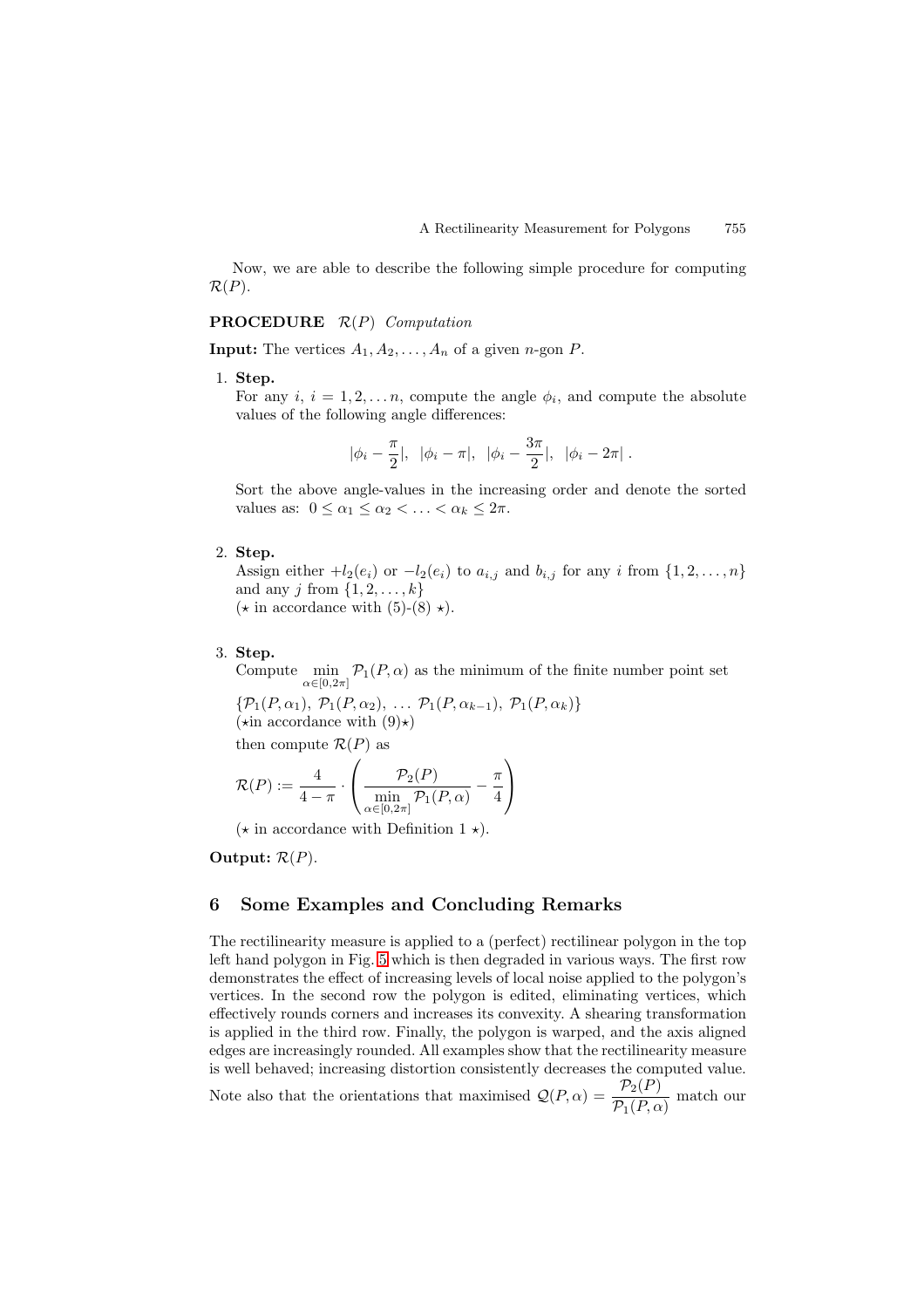Now, we are able to describe the following simple procedure for computing $\mathcal{R}(P)$.

**PROCEDURE** $\mathcal{R}(P)$ *Computation*

**Input:** The vertices $A_1, A_2, \ldots, A_n$ of a given $n$-gon $P$.

1. **Step.**
   For any $i$, $i = 1, 2, \ldots n$, compute the angle $\phi_i$, and compute the absolute values of the following angle differences:
   $$|\phi_i - \frac{\pi}{2}|, \ \ |\phi_i - \pi|, \ \ |\phi_i - \frac{3\pi}{2}|, \ \ |\phi_i - 2\pi| \ .$$
   Sort the above angle-values in the increasing order and denote the sorted values as: $0 \leq \alpha_1 \leq \alpha_2 < \ldots < \alpha_k \leq 2\pi$.

2. **Step.**
   Assign either $+l_2(e_i)$ or $-l_2(e_i)$ to $a_{i,j}$ and $b_{i,j}$ for any $i$ from $\{1, 2, \ldots, n\}$ and any $j$ from $\{1, 2, \ldots, k\}$
   ($\star$ in accordance with (5)-(8) $\star$).

3. **Step.**
   Compute $\min\limits_{\alpha \in [0,2\pi]} \mathcal{P}_1(P, \alpha)$ as the minimum of the finite number point set
   $\{\mathcal{P}_1(P, \alpha_1), \ \mathcal{P}_1(P, \alpha_2), \ \ldots \ \mathcal{P}_1(P, \alpha_{k-1}), \ \mathcal{P}_1(P, \alpha_k)\}$
   ($\star$in accordance with (9)$\star$)
   then compute $\mathcal{R}(P)$ as
   $$\mathcal{R}(P) := \frac{4}{4-\pi} \cdot \left( \frac{\mathcal{P}_2(P)}{\min\limits_{\alpha \in [0,2\pi]} \mathcal{P}_1(P, \alpha)} - \frac{\pi}{4} \right)$$
   ($\star$ in accordance with Definition 1 $\star$).

**Output:** $\mathcal{R}(P)$.

## 6 Some Examples and Concluding Remarks

The rectilinearity measure is applied to a (perfect) rectilinear polygon in the top left hand polygon in Fig. 5 which is then degraded in various ways. The first row demonstrates the effect of increasing levels of local noise applied to the polygon's vertices. In the second row the polygon is edited, eliminating vertices, which effectively rounds corners and increases its convexity. A shearing transformation is applied in the third row. Finally, the polygon is warped, and the axis aligned edges are increasingly rounded. All examples show that the rectilinearity measure is well behaved; increasing distortion consistently decreases the computed value. Note also that the orientations that maximised $\mathcal{Q}(P, \alpha) = \dfrac{\mathcal{P}_2(P)}{\mathcal{P}_1(P, \alpha)}$ match our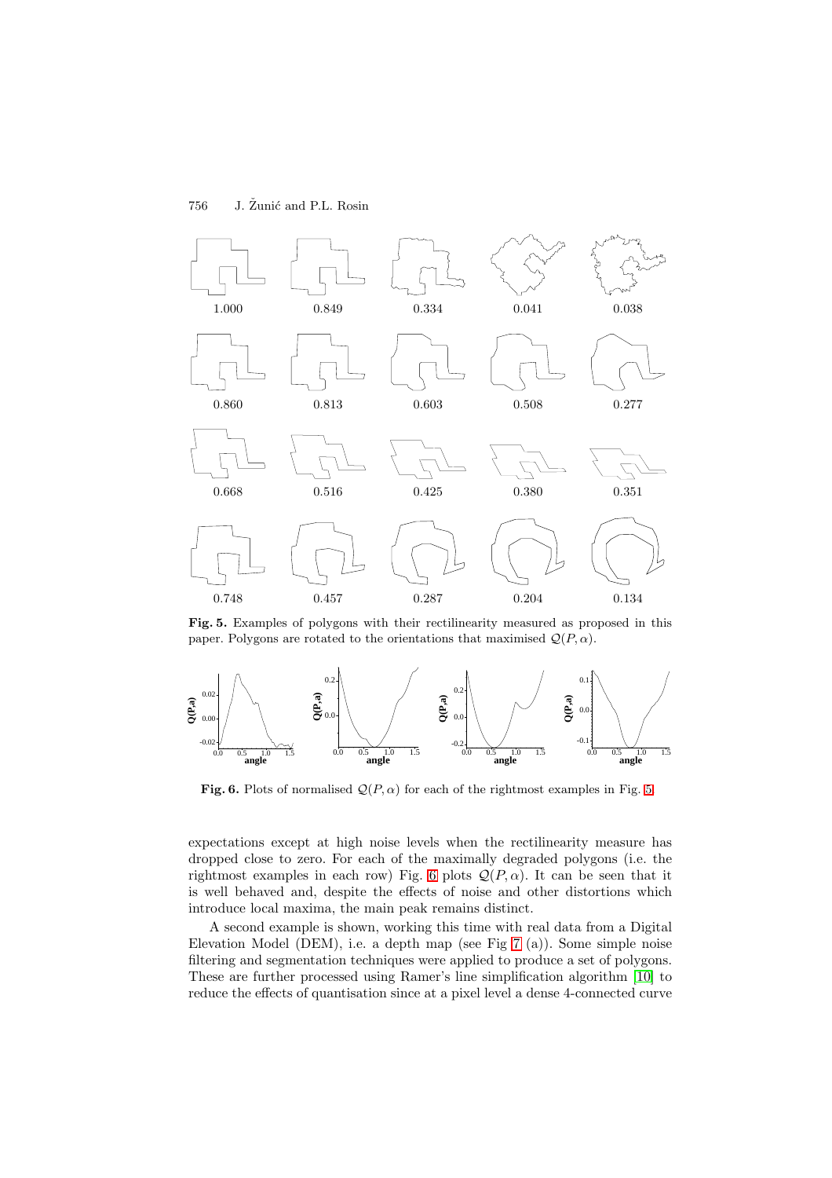1.000 0.849 0.334 0.041 0.038

0.860 0.813 0.603 0.508 0.277

0.668 0.516 0.425 0.380 0.351

0.748 0.457 0.287 0.204 0.134

**Fig. 5.** Examples of polygons with their rectilinearity measured as proposed in this paper. Polygons are rotated to the orientations that maximised $\mathcal{Q}(P, \alpha)$.

**Fig. 6.** Plots of normalised $\mathcal{Q}(P, \alpha)$ for each of the rightmost examples in Fig. 5

expectations except at high noise levels when the rectilinearity measure has dropped close to zero. For each of the maximally degraded polygons (i.e. the rightmost examples in each row) Fig. 6 plots $\mathcal{Q}(P, \alpha)$. It can be seen that it is well behaved and, despite the effects of noise and other distortions which introduce local maxima, the main peak remains distinct.

A second example is shown, working this time with real data from a Digital Elevation Model (DEM), i.e. a depth map (see Fig 7 (a)). Some simple noise filtering and segmentation techniques were applied to produce a set of polygons. These are further processed using Ramer's line simplification algorithm [10] to reduce the effects of quantisation since at a pixel level a dense 4-connected curve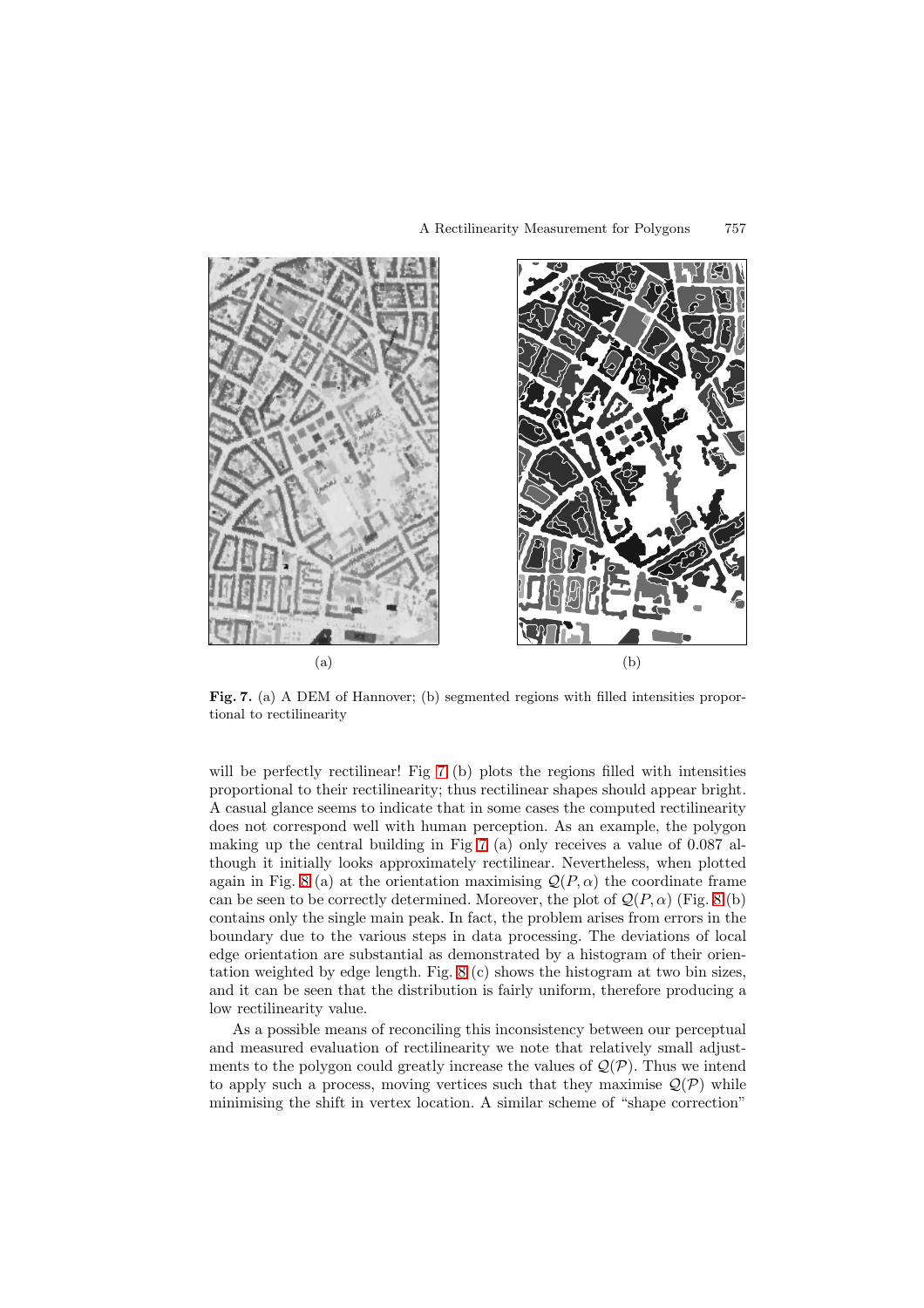(a)

(b)

**Fig. 7.** (a) A DEM of Hannover; (b) segmented regions with filled intensities proportional to rectilinearity

will be perfectly rectilinear! Fig 7 (b) plots the regions filled with intensities proportional to their rectilinearity; thus rectilinear shapes should appear bright. A casual glance seems to indicate that in some cases the computed rectilinearity does not correspond well with human perception. As an example, the polygon making up the central building in Fig 7 (a) only receives a value of 0.087 although it initially looks approximately rectilinear. Nevertheless, when plotted again in Fig. 8 (a) at the orientation maximising $\mathcal{Q}(P, \alpha)$ the coordinate frame can be seen to be correctly determined. Moreover, the plot of $\mathcal{Q}(P, \alpha)$ (Fig. 8 (b) contains only the single main peak. In fact, the problem arises from errors in the boundary due to the various steps in data processing. The deviations of local edge orientation are substantial as demonstrated by a histogram of their orientation weighted by edge length. Fig. 8 (c) shows the histogram at two bin sizes, and it can be seen that the distribution is fairly uniform, therefore producing a low rectilinearity value.

As a possible means of reconciling this inconsistency between our perceptual and measured evaluation of rectilinearity we note that relatively small adjustments to the polygon could greatly increase the values of $\mathcal{Q}(\mathcal{P})$. Thus we intend to apply such a process, moving vertices such that they maximise $\mathcal{Q}(\mathcal{P})$ while minimising the shift in vertex location. A similar scheme of "shape correction"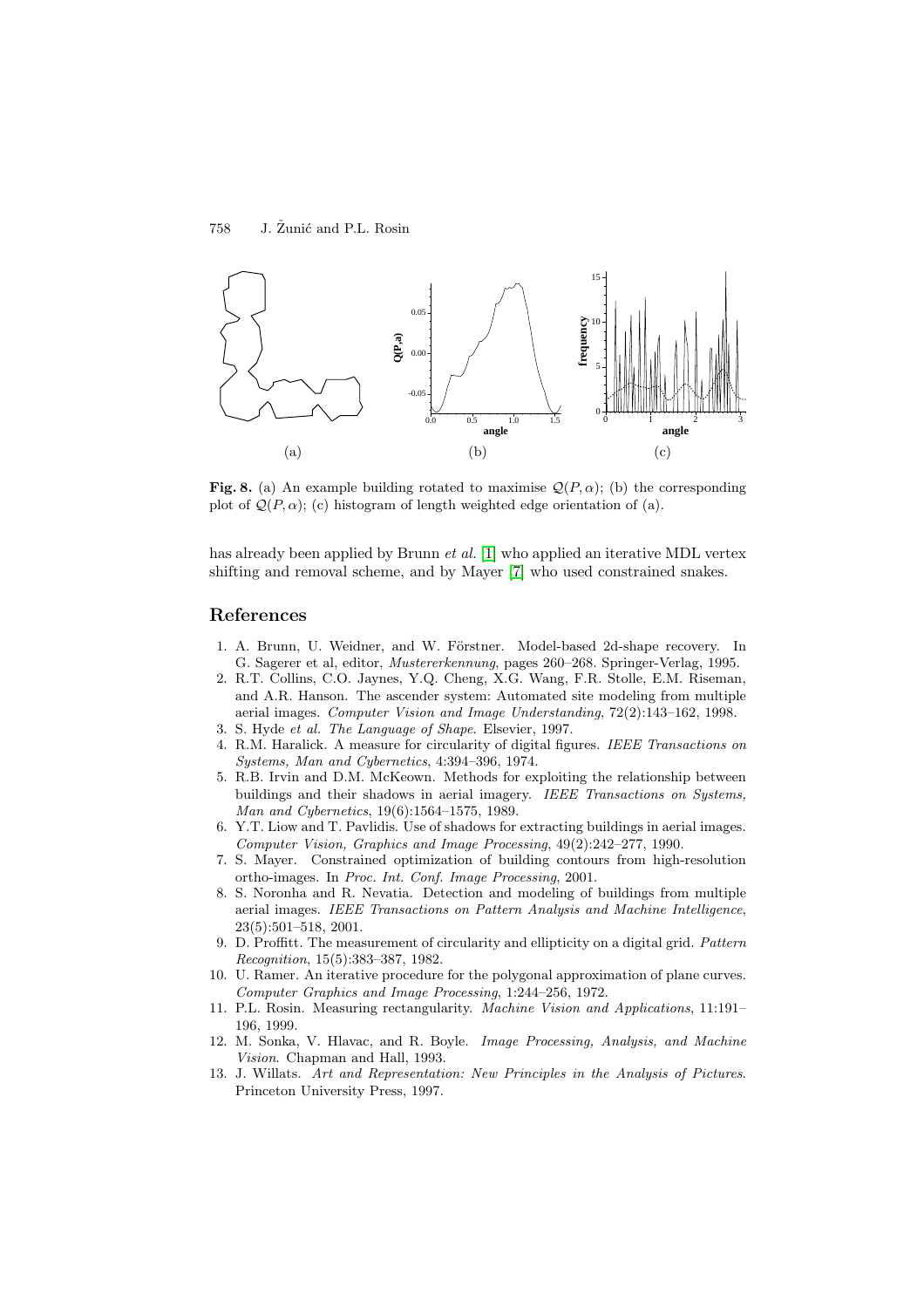(a)

0.05
0.00
-0.05
Q(P,a)
0.0 0.5 1.0 1.5
angle

(b)

15
10
5
0
frequency
0 1 2 3
angle

(c)

**Fig. 8.** (a) An example building rotated to maximise $\mathcal{Q}(P, \alpha)$; (b) the corresponding plot of $\mathcal{Q}(P, \alpha)$; (c) histogram of length weighted edge orientation of (a).

has already been applied by Brunn *et al.* [1] who applied an iterative MDL vertex shifting and removal scheme, and by Mayer [7] who used constrained snakes.

## References

1. A. Brunn, U. Weidner, and W. Förstner. Model-based 2d-shape recovery. In G. Sagerer et al, editor, *Mustererkennung*, pages 260–268. Springer-Verlag, 1995.
2. R.T. Collins, C.O. Jaynes, Y.Q. Cheng, X.G. Wang, F.R. Stolle, E.M. Riseman, and A.R. Hanson. The ascender system: Automated site modeling from multiple aerial images. *Computer Vision and Image Understanding*, 72(2):143–162, 1998.
3. S. Hyde *et al. The Language of Shape*. Elsevier, 1997.
4. R.M. Haralick. A measure for circularity of digital figures. *IEEE Transactions on Systems, Man and Cybernetics*, 4:394–396, 1974.
5. R.B. Irvin and D.M. McKeown. Methods for exploiting the relationship between buildings and their shadows in aerial imagery. *IEEE Transactions on Systems, Man and Cybernetics*, 19(6):1564–1575, 1989.
6. Y.T. Liow and T. Pavlidis. Use of shadows for extracting buildings in aerial images. *Computer Vision, Graphics and Image Processing*, 49(2):242–277, 1990.
7. S. Mayer. Constrained optimization of building contours from high-resolution ortho-images. In *Proc. Int. Conf. Image Processing*, 2001.
8. S. Noronha and R. Nevatia. Detection and modeling of buildings from multiple aerial images. *IEEE Transactions on Pattern Analysis and Machine Intelligence*, 23(5):501–518, 2001.
9. D. Proffitt. The measurement of circularity and ellipticity on a digital grid. *Pattern Recognition*, 15(5):383–387, 1982.
10. U. Ramer. An iterative procedure for the polygonal approximation of plane curves. *Computer Graphics and Image Processing*, 1:244–256, 1972.
11. P.L. Rosin. Measuring rectangularity. *Machine Vision and Applications*, 11:191–196, 1999.
12. M. Sonka, V. Hlavac, and R. Boyle. *Image Processing, Analysis, and Machine Vision*. Chapman and Hall, 1993.
13. J. Willats. *Art and Representation: New Principles in the Analysis of Pictures*. Princeton University Press, 1997.